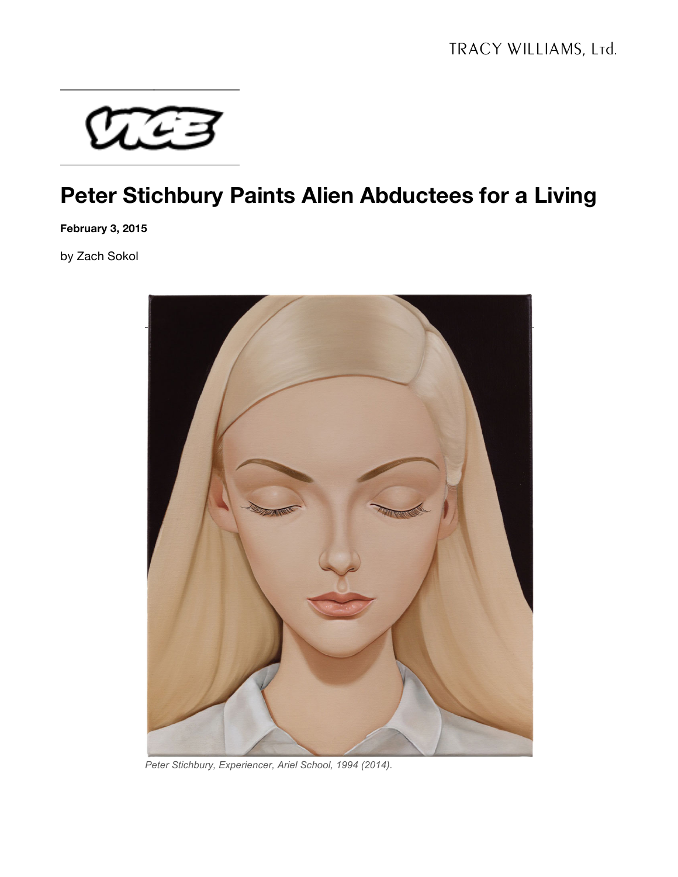# Peter Stichbury Paints Alien Abductees for a Living

**February 3, 2015**

by Zach Sokol

*Peter Stichbury, Experiencer, Ariel School, 1994 (2014).*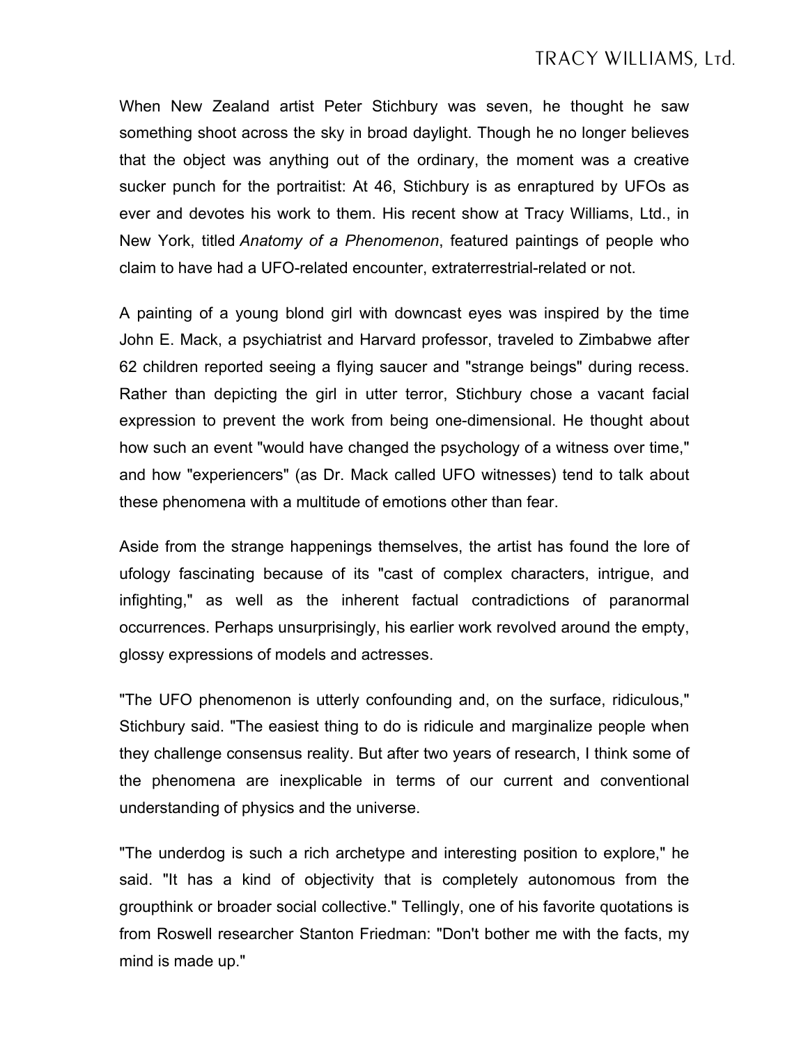When New Zealand artist Peter Stichbury was seven, he thought he saw something shoot across the sky in broad daylight. Though he no longer believes that the object was anything out of the ordinary, the moment was a creative sucker punch for the portraitist: At 46, Stichbury is as enraptured by UFOs as ever and devotes his work to them. His recent show at Tracy Williams, Ltd., in New York, titled *Anatomy of a Phenomenon*, featured paintings of people who claim to have had a UFO-related encounter, extraterrestrial-related or not.

A painting of a young blond girl with downcast eyes was inspired by the time John E. Mack, a psychiatrist and Harvard professor, traveled to Zimbabwe after 62 children reported seeing a flying saucer and "strange beings" during recess. Rather than depicting the girl in utter terror, Stichbury chose a vacant facial expression to prevent the work from being one-dimensional. He thought about how such an event "would have changed the psychology of a witness over time," and how "experiencers" (as Dr. Mack called UFO witnesses) tend to talk about these phenomena with a multitude of emotions other than fear.

Aside from the strange happenings themselves, the artist has found the lore of ufology fascinating because of its "cast of complex characters, intrigue, and infighting," as well as the inherent factual contradictions of paranormal occurrences. Perhaps unsurprisingly, his earlier work revolved around the empty, glossy expressions of models and actresses.

"The UFO phenomenon is utterly confounding and, on the surface, ridiculous," Stichbury said. "The easiest thing to do is ridicule and marginalize people when they challenge consensus reality. But after two years of research, I think some of the phenomena are inexplicable in terms of our current and conventional understanding of physics and the universe.

"The underdog is such a rich archetype and interesting position to explore," he said. "It has a kind of objectivity that is completely autonomous from the groupthink or broader social collective." Tellingly, one of his favorite quotations is from Roswell researcher Stanton Friedman: "Don't bother me with the facts, my mind is made up."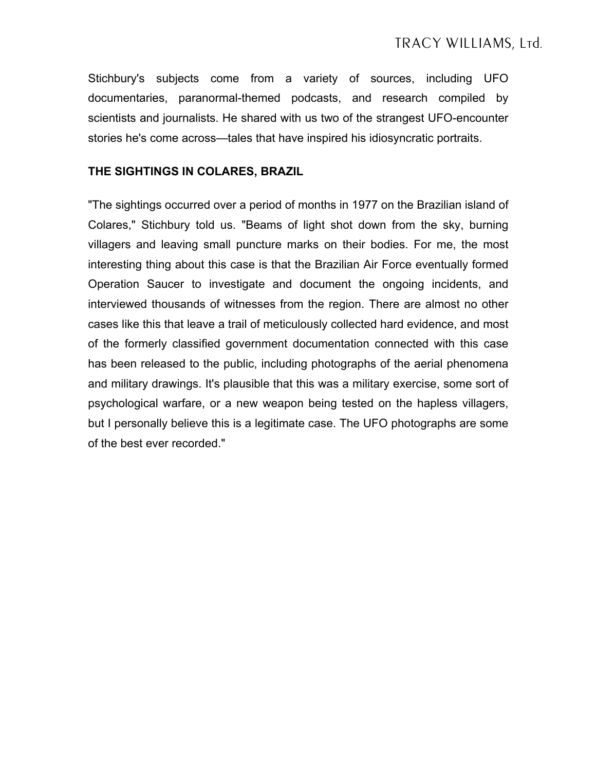Stichbury's subjects come from a variety of sources, including UFO documentaries, paranormal-themed podcasts, and research compiled by scientists and journalists. He shared with us two of the strangest UFO-encounter stories he's come across—tales that have inspired his idiosyncratic portraits.

**THE SIGHTINGS IN COLARES, BRAZIL**

"The sightings occurred over a period of months in 1977 on the Brazilian island of Colares," Stichbury told us. "Beams of light shot down from the sky, burning villagers and leaving small puncture marks on their bodies. For me, the most interesting thing about this case is that the Brazilian Air Force eventually formed Operation Saucer to investigate and document the ongoing incidents, and interviewed thousands of witnesses from the region. There are almost no other cases like this that leave a trail of meticulously collected hard evidence, and most of the formerly classified government documentation connected with this case has been released to the public, including photographs of the aerial phenomena and military drawings. It's plausible that this was a military exercise, some sort of psychological warfare, or a new weapon being tested on the hapless villagers, but I personally believe this is a legitimate case. The UFO photographs are some of the best ever recorded."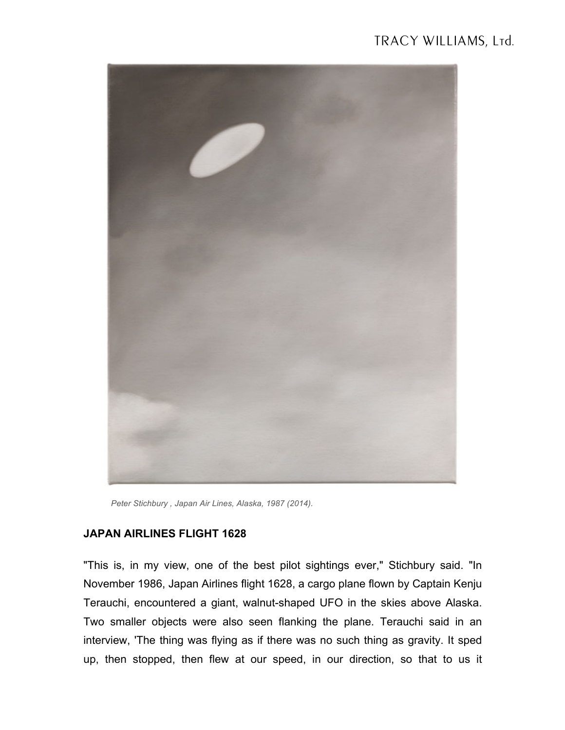*Peter Stichbury , Japan Air Lines, Alaska, 1987 (2014).*

**JAPAN AIRLINES FLIGHT 1628**

"This is, in my view, one of the best pilot sightings ever," Stichbury said. "In November 1986, Japan Airlines flight 1628, a cargo plane flown by Captain Kenju Terauchi, encountered a giant, walnut-shaped UFO in the skies above Alaska. Two smaller objects were also seen flanking the plane. Terauchi said in an interview, 'The thing was flying as if there was no such thing as gravity. It sped up, then stopped, then flew at our speed, in our direction, so that to us it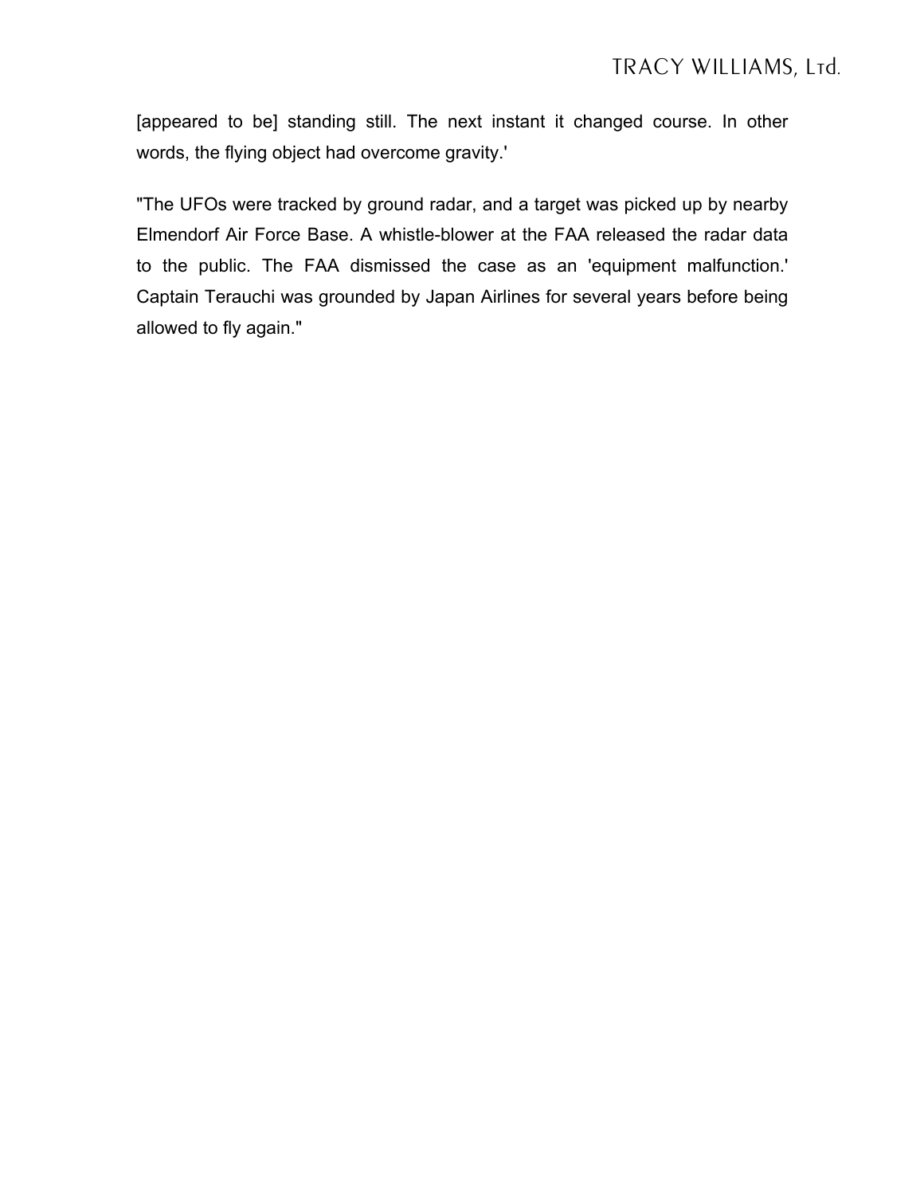[appeared to be] standing still. The next instant it changed course. In other words, the flying object had overcome gravity.'

"The UFOs were tracked by ground radar, and a target was picked up by nearby Elmendorf Air Force Base. A whistle-blower at the FAA released the radar data to the public. The FAA dismissed the case as an 'equipment malfunction.' Captain Terauchi was grounded by Japan Airlines for several years before being allowed to fly again."